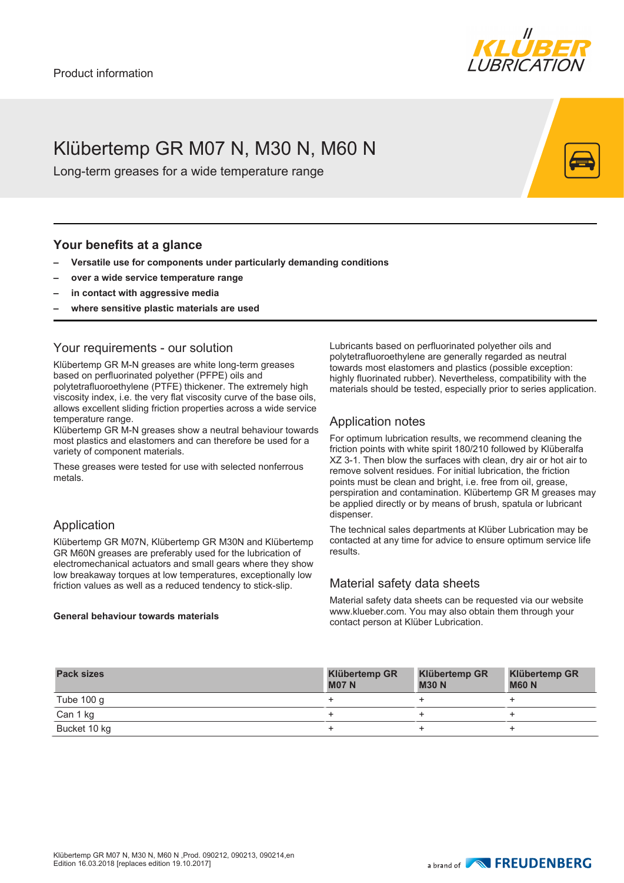Product information

# Klübertemp GR M07 N, M30 N, M60 N

Long-term greases for a wide temperature range

## Your benefits at a glance

- **Versatile use for components under particularly demanding conditions**
- **over a wide service temperature range**
- **in contact with aggressive media**
- **where sensitive plastic materials are used**

## Your requirements - our solution

Klübertemp GR M-N greases are white long-term greases based on perfluorinated polyether (PFPE) oils and polytetrafluoroethylene (PTFE) thickener. The extremely high viscosity index, i.e. the very flat viscosity curve of the base oils, allows excellent sliding friction properties across a wide service temperature range.

Klübertemp GR M-N greases show a neutral behaviour towards most plastics and elastomers and can therefore be used for a variety of component materials.

These greases were tested for use with selected nonferrous metals.

## Application

Klübertemp GR M07N, Klübertemp GR M30N and Klübertemp GR M60N greases are preferably used for the lubrication of electromechanical actuators and small gears where they show low breakaway torques at low temperatures, exceptionally low friction values as well as a reduced tendency to stick-slip.

**General behaviour towards materials**

Lubricants based on perfluorinated polyether oils and polytetrafluoroethylene are generally regarded as neutral towards most elastomers and plastics (possible exception: highly fluorinated rubber). Nevertheless, compatibility with the materials should be tested, especially prior to series application.

## Application notes

For optimum lubrication results, we recommend cleaning the friction points with white spirit 180/210 followed by Klüberalfa XZ 3-1. Then blow the surfaces with clean, dry air or hot air to remove solvent residues. For initial lubrication, the friction points must be clean and bright, i.e. free from oil, grease, perspiration and contamination. Klübertemp GR M greases may be applied directly or by means of brush, spatula or lubricant dispenser.

The technical sales departments at Klüber Lubrication may be contacted at any time for advice to ensure optimum service life results.

## Material safety data sheets

Material safety data sheets can be requested via our website www.klueber.com. You may also obtain them through your contact person at Klüber Lubrication.

| Pack sizes | Klübertemp GR M07 N | Klübertemp GR M30 N | Klübertemp GR M60 N |
|---|---|---|---|
| Tube 100 g | + | + | + |
| Can 1 kg | + | + | + |
| Bucket 10 kg | + | + | + |

Klübertemp GR M07 N, M30 N, M60 N ,Prod. 090212, 090213, 090214,en
Edition 16.03.2018 [replaces edition 19.10.2017]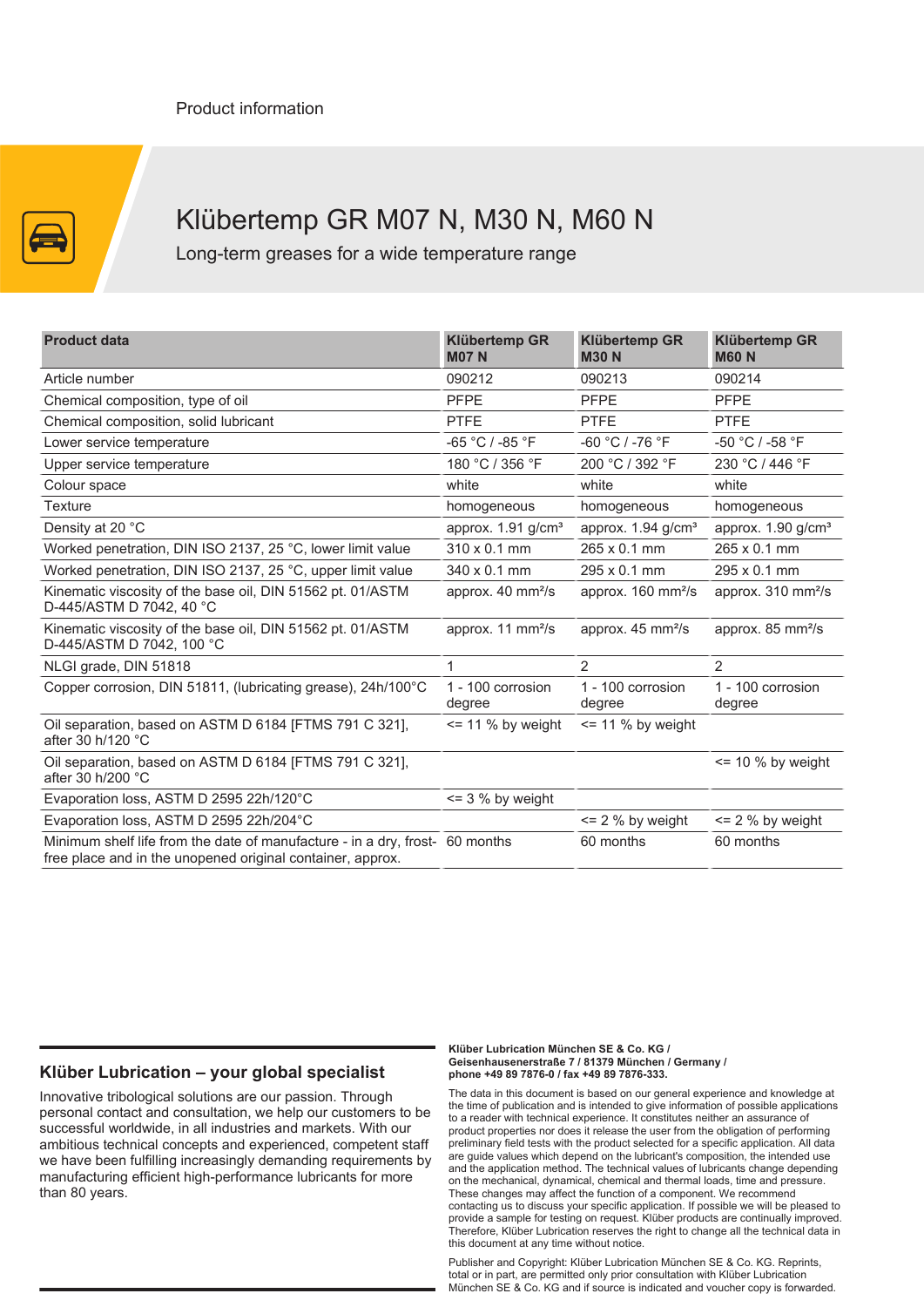Product information

# Klübertemp GR M07 N, M30 N, M60 N

Long-term greases for a wide temperature range

| Product data | Klübertemp GR M07 N | Klübertemp GR M30 N | Klübertemp GR M60 N |
|---|---|---|---|
| Article number | 090212 | 090213 | 090214 |
| Chemical composition, type of oil | PFPE | PFPE | PFPE |
| Chemical composition, solid lubricant | PTFE | PTFE | PTFE |
| Lower service temperature | -65 °C / -85 °F | -60 °C / -76 °F | -50 °C / -58 °F |
| Upper service temperature | 180 °C / 356 °F | 200 °C / 392 °F | 230 °C / 446 °F |
| Colour space | white | white | white |
| Texture | homogeneous | homogeneous | homogeneous |
| Density at 20 °C | approx. 1.91 g/cm³ | approx. 1.94 g/cm³ | approx. 1.90 g/cm³ |
| Worked penetration, DIN ISO 2137, 25 °C, lower limit value | 310 x 0.1 mm | 265 x 0.1 mm | 265 x 0.1 mm |
| Worked penetration, DIN ISO 2137, 25 °C, upper limit value | 340 x 0.1 mm | 295 x 0.1 mm | 295 x 0.1 mm |
| Kinematic viscosity of the base oil, DIN 51562 pt. 01/ASTM D-445/ASTM D 7042, 40 °C | approx. 40 mm²/s | approx. 160 mm²/s | approx. 310 mm²/s |
| Kinematic viscosity of the base oil, DIN 51562 pt. 01/ASTM D-445/ASTM D 7042, 100 °C | approx. 11 mm²/s | approx. 45 mm²/s | approx. 85 mm²/s |
| NLGI grade, DIN 51818 | 1 | 2 | 2 |
| Copper corrosion, DIN 51811, (lubricating grease), 24h/100°C | 1 - 100 corrosion degree | 1 - 100 corrosion degree | 1 - 100 corrosion degree |
| Oil separation, based on ASTM D 6184 [FTMS 791 C 321], after 30 h/120 °C | <= 11 % by weight | <= 11 % by weight | |
| Oil separation, based on ASTM D 6184 [FTMS 791 C 321], after 30 h/200 °C | | | <= 10 % by weight |
| Evaporation loss, ASTM D 2595 22h/120°C | <= 3 % by weight | | |
| Evaporation loss, ASTM D 2595 22h/204°C | | <= 2 % by weight | <= 2 % by weight |
| Minimum shelf life from the date of manufacture - in a dry, frost-free place and in the unopened original container, approx. | 60 months | 60 months | 60 months |

## Klüber Lubrication – your global specialist

Innovative tribological solutions are our passion. Through personal contact and consultation, we help our customers to be successful worldwide, in all industries and markets. With our ambitious technical concepts and experienced, competent staff we have been fulfilling increasingly demanding requirements by manufacturing efficient high-performance lubricants for more than 80 years.

**Klüber Lubrication München SE & Co. KG / Geisenhausenerstraße 7 / 81379 München / Germany / phone +49 89 7876-0 / fax +49 89 7876-333.**

The data in this document is based on our general experience and knowledge at the time of publication and is intended to give information of possible applications to a reader with technical experience. It constitutes neither an assurance of product properties nor does it release the user from the obligation of performing preliminary field tests with the product selected for a specific application. All data are guide values which depend on the lubricant's composition, the intended use and the application method. The technical values of lubricants change depending on the mechanical, dynamical, chemical and thermal loads, time and pressure. These changes may affect the function of a component. We recommend contacting us to discuss your specific application. If possible we will be pleased to provide a sample for testing on request. Klüber products are continually improved. Therefore, Klüber Lubrication reserves the right to change all the technical data in this document at any time without notice.

Publisher and Copyright: Klüber Lubrication München SE & Co. KG. Reprints, total or in part, are permitted only prior consultation with Klüber Lubrication München SE & Co. KG and if source is indicated and voucher copy is forwarded.